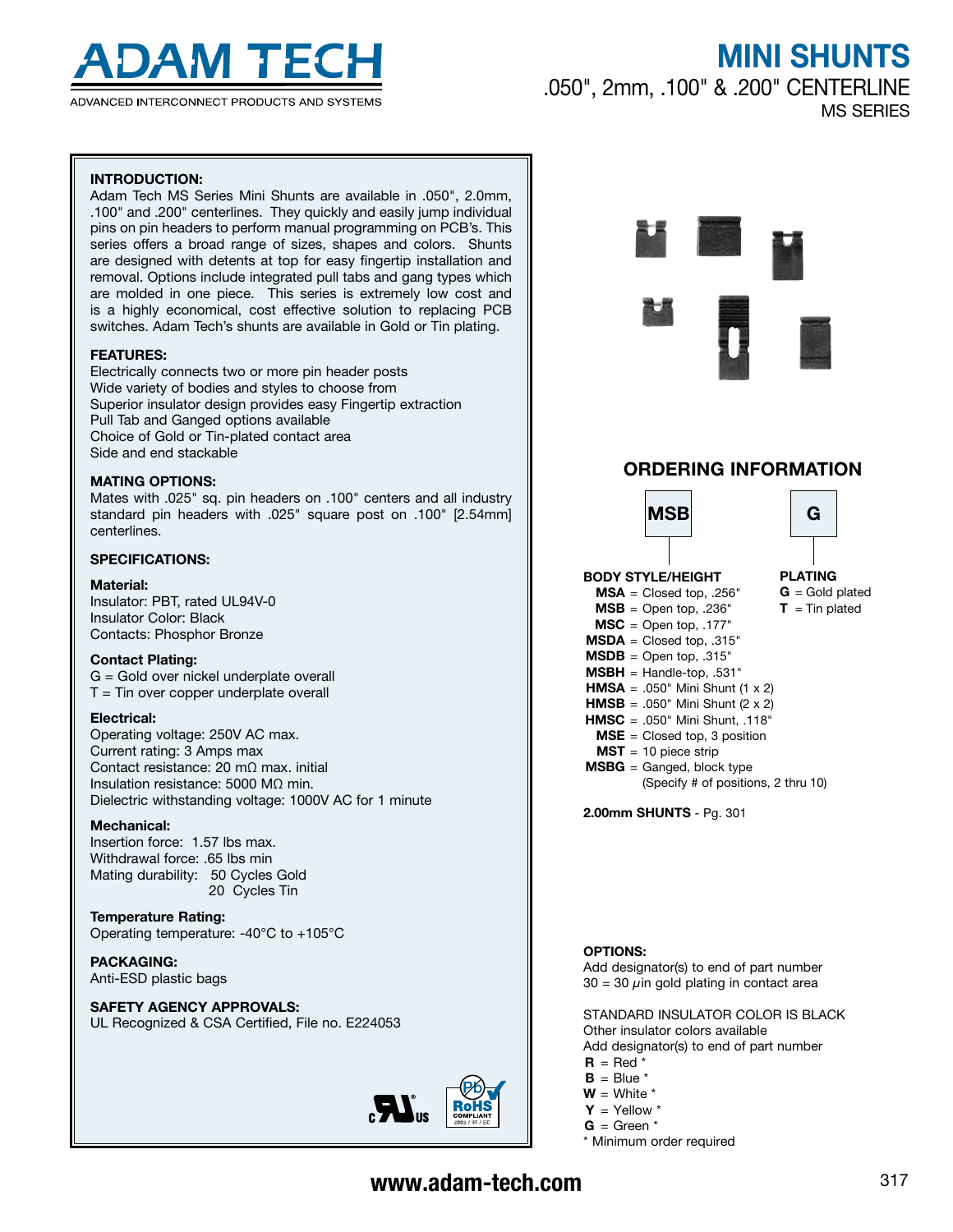# ADAM TECH

ADVANCED INTERCONNECT PRODUCTS AND SYSTEMS

# MINI SHUNTS

## .050", 2mm, .100" & .200" CENTERLINE

### MS SERIES

**INTRODUCTION:**
Adam Tech MS Series Mini Shunts are available in .050", 2.0mm, .100" and .200" centerlines. They quickly and easily jump individual pins on pin headers to perform manual programming on PCB's. This series offers a broad range of sizes, shapes and colors. Shunts are designed with detents at top for easy fingertip installation and removal. Options include integrated pull tabs and gang types which are molded in one piece. This series is extremely low cost and is a highly economical, cost effective solution to replacing PCB switches. Adam Tech's shunts are available in Gold or Tin plating.

**FEATURES:**
Electrically connects two or more pin header posts
Wide variety of bodies and styles to choose from
Superior insulator design provides easy Fingertip extraction
Pull Tab and Ganged options available
Choice of Gold or Tin-plated contact area
Side and end stackable

**MATING OPTIONS:**
Mates with .025" sq. pin headers on .100" centers and all industry standard pin headers with .025" square post on .100" [2.54mm] centerlines.

**SPECIFICATIONS:**

**Material:**
Insulator: PBT, rated UL94V-0
Insulator Color: Black
Contacts: Phosphor Bronze

**Contact Plating:**
G = Gold over nickel underplate overall
T = Tin over copper underplate overall

**Electrical:**
Operating voltage: 250V AC max.
Current rating: 3 Amps max
Contact resistance: 20 mΩ max. initial
Insulation resistance: 5000 MΩ min.
Dielectric withstanding voltage: 1000V AC for 1 minute

**Mechanical:**
Insertion force: 1.57 lbs max.
Withdrawal force: .65 lbs min
Mating durability: 50 Cycles Gold
20 Cycles Tin

**Temperature Rating:**
Operating temperature: -40°C to +105°C

**PACKAGING:**
Anti-ESD plastic bags

**SAFETY AGENCY APPROVALS:**
UL Recognized & CSA Certified, File no. E224053

## ORDERING INFORMATION

**MSB** **G**

**BODY STYLE/HEIGHT**
- **MSA** = Closed top, .256"
- **MSB** = Open top, .236"
- **MSC** = Open top, .177"
- **MSDA** = Closed top, .315"
- **MSDB** = Open top, .315"
- **MSBH** = Handle-top, .531"
- **HMSA** = .050" Mini Shunt (1 x 2)
- **HMSB** = .050" Mini Shunt (2 x 2)
- **HMSC** = .050" Mini Shunt, .118"
- **MSE** = Closed top, 3 position
- **MST** = 10 piece strip
- **MSBG** = Ganged, block type (Specify # of positions, 2 thru 10)

**PLATING**
- **G** = Gold plated
- **T** = Tin plated

**2.00mm SHUNTS** - Pg. 301

**OPTIONS:**
Add designator(s) to end of part number
30 = 30 μin gold plating in contact area

STANDARD INSULATOR COLOR IS BLACK
Other insulator colors available
Add designator(s) to end of part number
- **R** = Red *
- **B** = Blue *
- **W** = White *
- **Y** = Yellow *
- **G** = Green *

* Minimum order required

www.adam-tech.com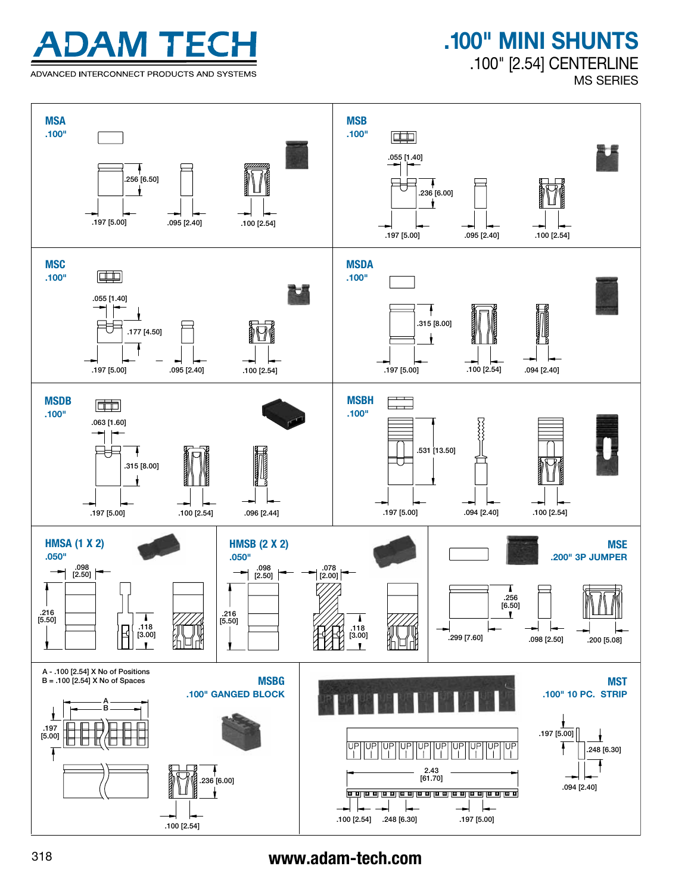# ADAM TECH

ADVANCED INTERCONNECT PRODUCTS AND SYSTEMS

# .100" MINI SHUNTS

## .100" [2.54] CENTERLINE

### MS SERIES

### MSA
.100"

.256 [6.50]
.197 [5.00]
.095 [2.40]
.100 [2.54]

### MSB
.100"

.055 [1.40]
.236 [6.00]
.197 [5.00]
.095 [2.40]
.100 [2.54]

### MSC
.100"

.055 [1.40]
.177 [4.50]
.197 [5.00]
.095 [2.40]
.100 [2.54]

### MSDA
.100"

.315 [8.00]
.197 [5.00]
.100 [2.54]
.094 [2.40]

### MSDB
.100"

.063 [1.60]
.315 [8.00]
.197 [5.00]
.100 [2.54]
.096 [2.44]

### MSBH
.100"

.531 [13.50]
.197 [5.00]
.094 [2.40]
.100 [2.54]

### HMSA (1 X 2)
.050"

.098 [2.50]
.216 [5.50]
.118 [3.00]

### HMSB (2 X 2)
.050"

.098 [2.50]
.078 [2.00]
.216 [5.50]
.118 [3.00]

### MSE
.200" 3P JUMPER

.256 [6.50]
.299 [7.60]
.098 [2.50]
.200 [5.08]

### MSBG
.100" GANGED BLOCK

A - .100 [2.54] X No of Positions
B = .100 [2.54] X No of Spaces

A
B
.197 [5.00]
.236 [6.00]
.100 [2.54]

### MST
.100" 10 PC. STRIP

UP UP UP UP UP UP UP UP UP UP

2.43 [61.70]
.197 [5.00]
.248 [6.30]
.094 [2.40]
.100 [2.54]
.248 [6.30]
.197 [5.00]

www.adam-tech.com